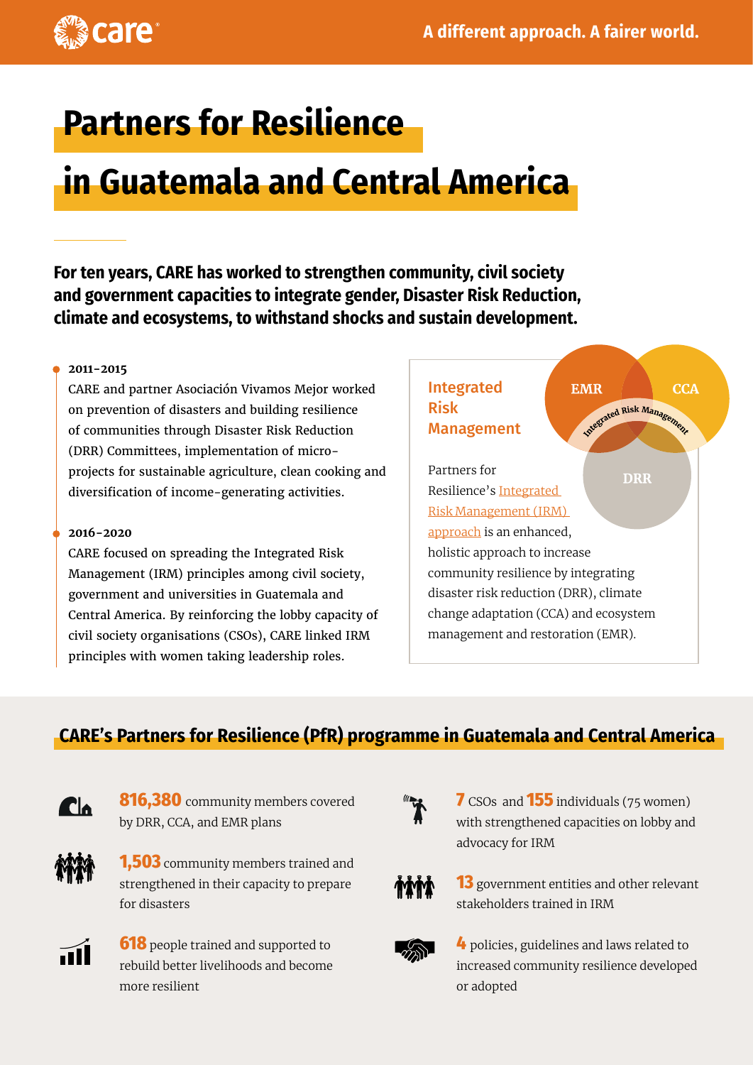# Partners for Resilience in Guatemala and Central America

**For ten years, CARE has worked to strengthen community, civil society and government capacities to integrate gender, Disaster Risk Reduction, climate and ecosystems, to withstand shocks and sustain development.**

**2011-2015**

CARE and partner Asociación Vivamos Mejor worked on prevention of disasters and building resilience of communities through Disaster Risk Reduction (DRR) Committees, implementation of micro-projects for sustainable agriculture, clean cooking and diversification of income-generating activities.

**2016-2020**

CARE focused on spreading the Integrated Risk Management (IRM) principles among civil society, government and universities in Guatemala and Central America. By reinforcing the lobby capacity of civil society organisations (CSOs), CARE linked IRM principles with women taking leadership roles.

### Integrated Risk Management

EMR | CCA | DRR | Integrated Risk Management

Partners for Resilience's [Integrated Risk Management (IRM) approach]() is an enhanced, holistic approach to increase community resilience by integrating disaster risk reduction (DRR), climate change adaptation (CCA) and ecosystem management and restoration (EMR).

## CARE's Partners for Resilience (PfR) programme in Guatemala and Central America

- **816,380** community members covered by DRR, CCA, and EMR plans
- **1,503** community members trained and strengthened in their capacity to prepare for disasters
- **618** people trained and supported to rebuild better livelihoods and become more resilient
- **7** CSOs and **155** individuals (75 women) with strengthened capacities on lobby and advocacy for IRM
- **13** government entities and other relevant stakeholders trained in IRM
- **4** policies, guidelines and laws related to increased community resilience developed or adopted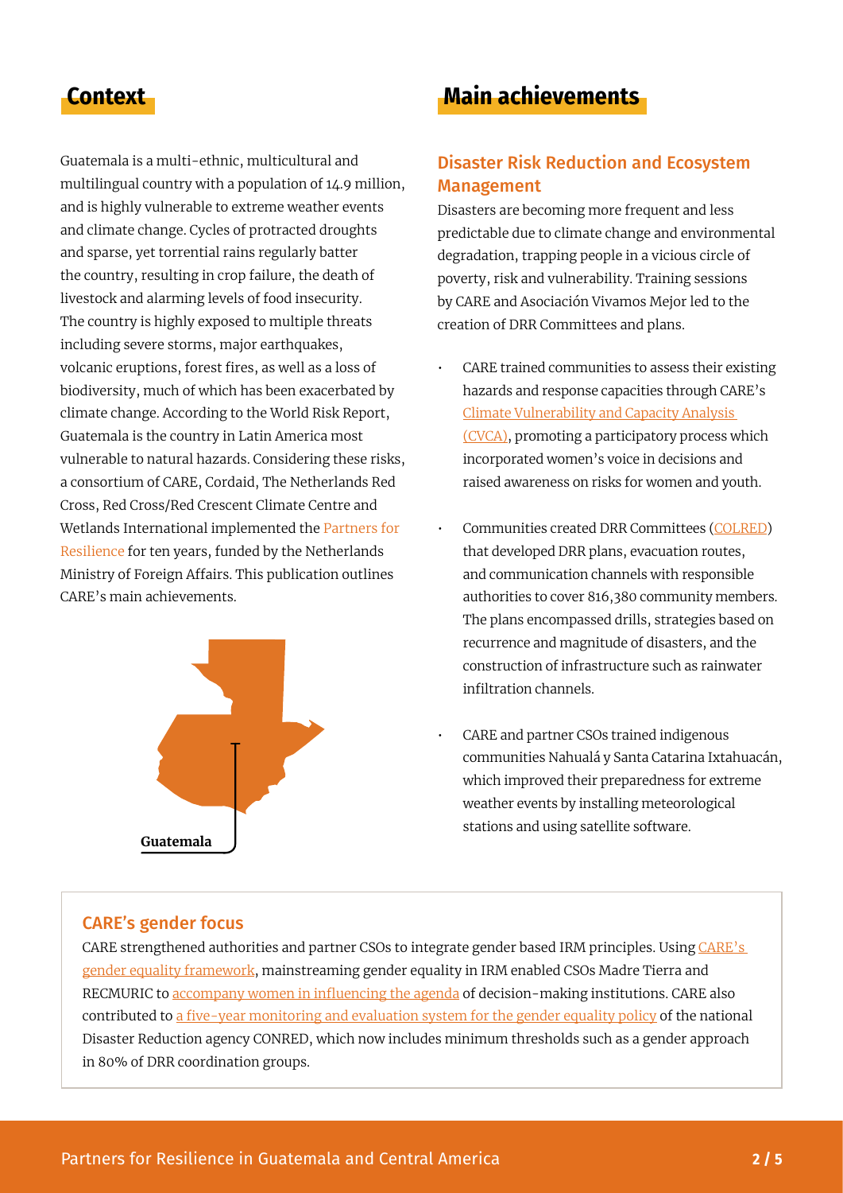## Context

Guatemala is a multi-ethnic, multicultural and multilingual country with a population of 14.9 million, and is highly vulnerable to extreme weather events and climate change. Cycles of protracted droughts and sparse, yet torrential rains regularly batter the country, resulting in crop failure, the death of livestock and alarming levels of food insecurity. The country is highly exposed to multiple threats including severe storms, major earthquakes, volcanic eruptions, forest fires, as well as a loss of biodiversity, much of which has been exacerbated by climate change. According to the World Risk Report, Guatemala is the country in Latin America most vulnerable to natural hazards. Considering these risks, a consortium of CARE, Cordaid, The Netherlands Red Cross, Red Cross/Red Crescent Climate Centre and Wetlands International implemented the Partners for Resilience for ten years, funded by the Netherlands Ministry of Foreign Affairs. This publication outlines CARE's main achievements.

Guatemala

## Main achievements

### Disaster Risk Reduction and Ecosystem Management

Disasters are becoming more frequent and less predictable due to climate change and environmental degradation, trapping people in a vicious circle of poverty, risk and vulnerability. Training sessions by CARE and Asociación Vivamos Mejor led to the creation of DRR Committees and plans.

- CARE trained communities to assess their existing hazards and response capacities through CARE's Climate Vulnerability and Capacity Analysis (CVCA), promoting a participatory process which incorporated women's voice in decisions and raised awareness on risks for women and youth.
- Communities created DRR Committees (COLRED) that developed DRR plans, evacuation routes, and communication channels with responsible authorities to cover 816,380 community members. The plans encompassed drills, strategies based on recurrence and magnitude of disasters, and the construction of infrastructure such as rainwater infiltration channels.
- CARE and partner CSOs trained indigenous communities Nahualá y Santa Catarina Ixtahuacán, which improved their preparedness for extreme weather events by installing meteorological stations and using satellite software.

### CARE's gender focus

CARE strengthened authorities and partner CSOs to integrate gender based IRM principles. Using CARE's gender equality framework, mainstreaming gender equality in IRM enabled CSOs Madre Tierra and RECMURIC to accompany women in influencing the agenda of decision-making institutions. CARE also contributed to a five-year monitoring and evaluation system for the gender equality policy of the national Disaster Reduction agency CONRED, which now includes minimum thresholds such as a gender approach in 80% of DRR coordination groups.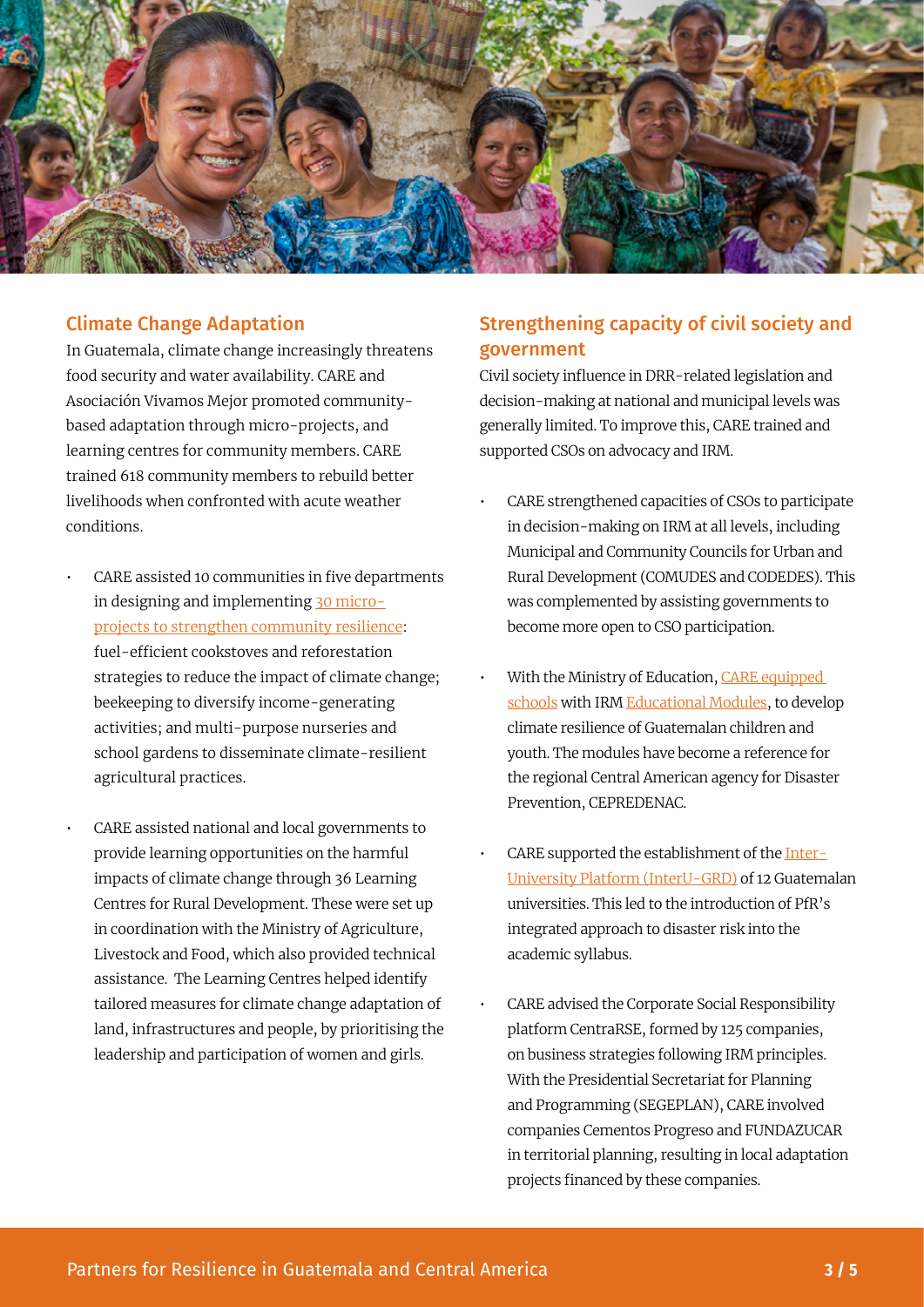## Climate Change Adaptation

In Guatemala, climate change increasingly threatens food security and water availability. CARE and Asociación Vivamos Mejor promoted community-based adaptation through micro-projects, and learning centres for community members. CARE trained 618 community members to rebuild better livelihoods when confronted with acute weather conditions.

- CARE assisted 10 communities in five departments in designing and implementing 30 micro-projects to strengthen community resilience: fuel-efficient cookstoves and reforestation strategies to reduce the impact of climate change; beekeeping to diversify income-generating activities; and multi-purpose nurseries and school gardens to disseminate climate-resilient agricultural practices.
- CARE assisted national and local governments to provide learning opportunities on the harmful impacts of climate change through 36 Learning Centres for Rural Development. These were set up in coordination with the Ministry of Agriculture, Livestock and Food, which also provided technical assistance. The Learning Centres helped identify tailored measures for climate change adaptation of land, infrastructures and people, by prioritising the leadership and participation of women and girls.

## Strengthening capacity of civil society and government

Civil society influence in DRR-related legislation and decision-making at national and municipal levels was generally limited. To improve this, CARE trained and supported CSOs on advocacy and IRM.

- CARE strengthened capacities of CSOs to participate in decision-making on IRM at all levels, including Municipal and Community Councils for Urban and Rural Development (COMUDES and CODEDES). This was complemented by assisting governments to become more open to CSO participation.
- With the Ministry of Education, CARE equipped schools with IRM Educational Modules, to develop climate resilience of Guatemalan children and youth. The modules have become a reference for the regional Central American agency for Disaster Prevention, CEPREDENAC.
- CARE supported the establishment of the Inter-University Platform (InterU-GRD) of 12 Guatemalan universities. This led to the introduction of PfR's integrated approach to disaster risk into the academic syllabus.
- CARE advised the Corporate Social Responsibility platform CentraRSE, formed by 125 companies, on business strategies following IRM principles. With the Presidential Secretariat for Planning and Programming (SEGEPLAN), CARE involved companies Cementos Progreso and FUNDAZUCAR in territorial planning, resulting in local adaptation projects financed by these companies.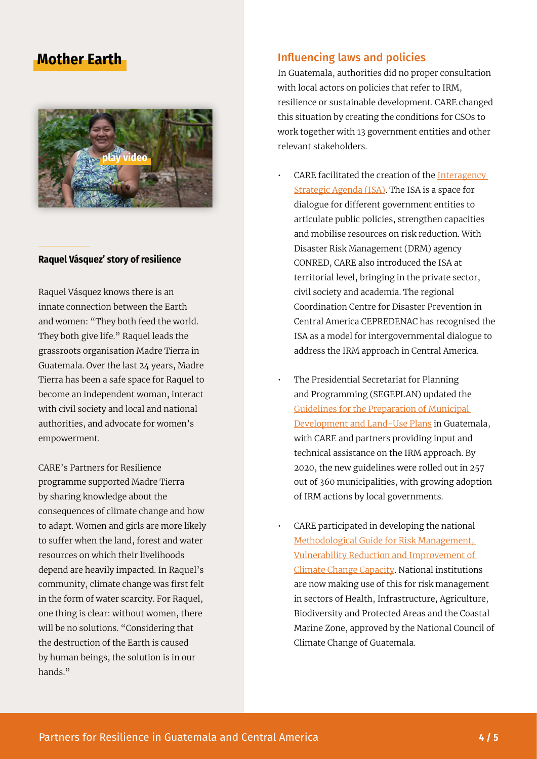## Mother Earth

play video

**Raquel Vásquez' story of resilience**

Raquel Vásquez knows there is an innate connection between the Earth and women: "They both feed the world. They both give life." Raquel leads the grassroots organisation Madre Tierra in Guatemala. Over the last 24 years, Madre Tierra has been a safe space for Raquel to become an independent woman, interact with civil society and local and national authorities, and advocate for women's empowerment.

CARE's Partners for Resilience programme supported Madre Tierra by sharing knowledge about the consequences of climate change and how to adapt. Women and girls are more likely to suffer when the land, forest and water resources on which their livelihoods depend are heavily impacted. In Raquel's community, climate change was first felt in the form of water scarcity. For Raquel, one thing is clear: without women, there will be no solutions. "Considering that the destruction of the Earth is caused by human beings, the solution is in our hands."

### Influencing laws and policies

In Guatemala, authorities did no proper consultation with local actors on policies that refer to IRM, resilience or sustainable development. CARE changed this situation by creating the conditions for CSOs to work together with 13 government entities and other relevant stakeholders.

- CARE facilitated the creation of the Interagency Strategic Agenda (ISA). The ISA is a space for dialogue for different government entities to articulate public policies, strengthen capacities and mobilise resources on risk reduction. With Disaster Risk Management (DRM) agency CONRED, CARE also introduced the ISA at territorial level, bringing in the private sector, civil society and academia. The regional Coordination Centre for Disaster Prevention in Central America CEPREDENAC has recognised the ISA as a model for intergovernmental dialogue to address the IRM approach in Central America.
- The Presidential Secretariat for Planning and Programming (SEGEPLAN) updated the Guidelines for the Preparation of Municipal Development and Land-Use Plans in Guatemala, with CARE and partners providing input and technical assistance on the IRM approach. By 2020, the new guidelines were rolled out in 257 out of 360 municipalities, with growing adoption of IRM actions by local governments.
- CARE participated in developing the national Methodological Guide for Risk Management, Vulnerability Reduction and Improvement of Climate Change Capacity. National institutions are now making use of this for risk management in sectors of Health, Infrastructure, Agriculture, Biodiversity and Protected Areas and the Coastal Marine Zone, approved by the National Council of Climate Change of Guatemala.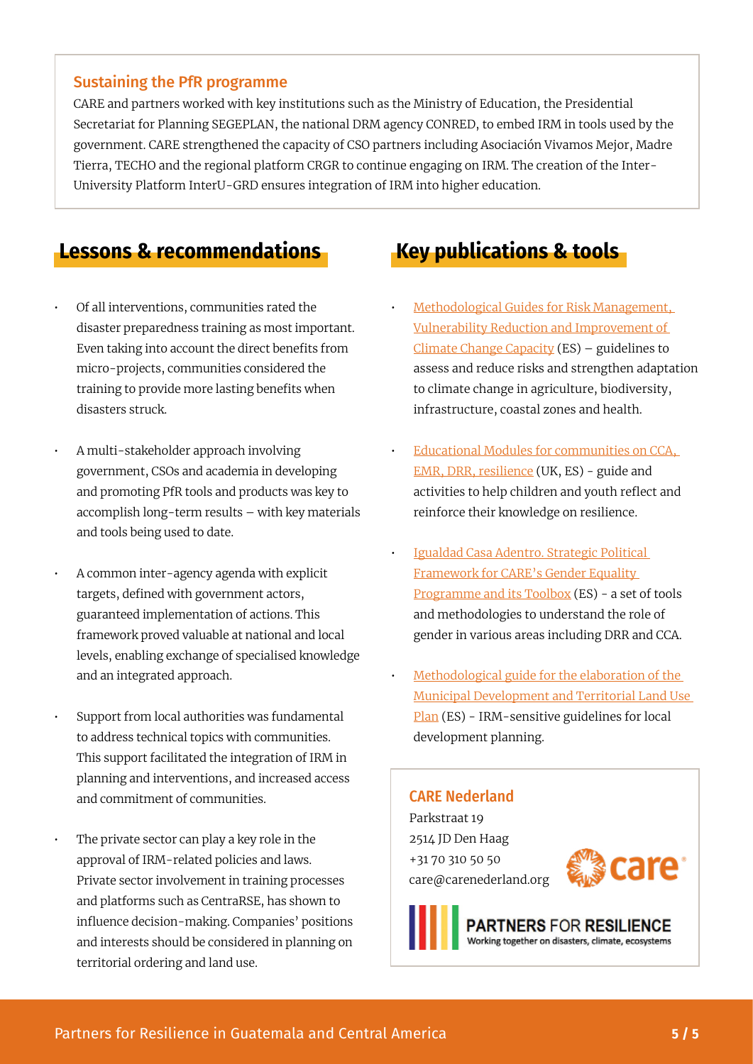### Sustaining the PfR programme

CARE and partners worked with key institutions such as the Ministry of Education, the Presidential Secretariat for Planning SEGEPLAN, the national DRM agency CONRED, to embed IRM in tools used by the government. CARE strengthened the capacity of CSO partners including Asociación Vivamos Mejor, Madre Tierra, TECHO and the regional platform CRGR to continue engaging on IRM. The creation of the Inter-University Platform InterU-GRD ensures integration of IRM into higher education.

## Lessons & recommendations

- Of all interventions, communities rated the disaster preparedness training as most important. Even taking into account the direct benefits from micro-projects, communities considered the training to provide more lasting benefits when disasters struck.
- A multi-stakeholder approach involving government, CSOs and academia in developing and promoting PfR tools and products was key to accomplish long-term results – with key materials and tools being used to date.
- A common inter-agency agenda with explicit targets, defined with government actors, guaranteed implementation of actions. This framework proved valuable at national and local levels, enabling exchange of specialised knowledge and an integrated approach.
- Support from local authorities was fundamental to address technical topics with communities. This support facilitated the integration of IRM in planning and interventions, and increased access and commitment of communities.
- The private sector can play a key role in the approval of IRM-related policies and laws. Private sector involvement in training processes and platforms such as CentraRSE, has shown to influence decision-making. Companies' positions and interests should be considered in planning on territorial ordering and land use.

## Key publications & tools

- Methodological Guides for Risk Management, Vulnerability Reduction and Improvement of Climate Change Capacity (ES) – guidelines to assess and reduce risks and strengthen adaptation to climate change in agriculture, biodiversity, infrastructure, coastal zones and health.
- Educational Modules for communities on CCA, EMR, DRR, resilience (UK, ES) - guide and activities to help children and youth reflect and reinforce their knowledge on resilience.
- Igualdad Casa Adentro. Strategic Political Framework for CARE's Gender Equality Programme and its Toolbox (ES) - a set of tools and methodologies to understand the role of gender in various areas including DRR and CCA.
- Methodological guide for the elaboration of the Municipal Development and Territorial Land Use Plan (ES) - IRM-sensitive guidelines for local development planning.

**CARE Nederland**
Parkstraat 19
2514 JD Den Haag
+31 70 310 50 50
care@carenederland.org

care

PARTNERS FOR RESILIENCE
Working together on disasters, climate, ecosystems